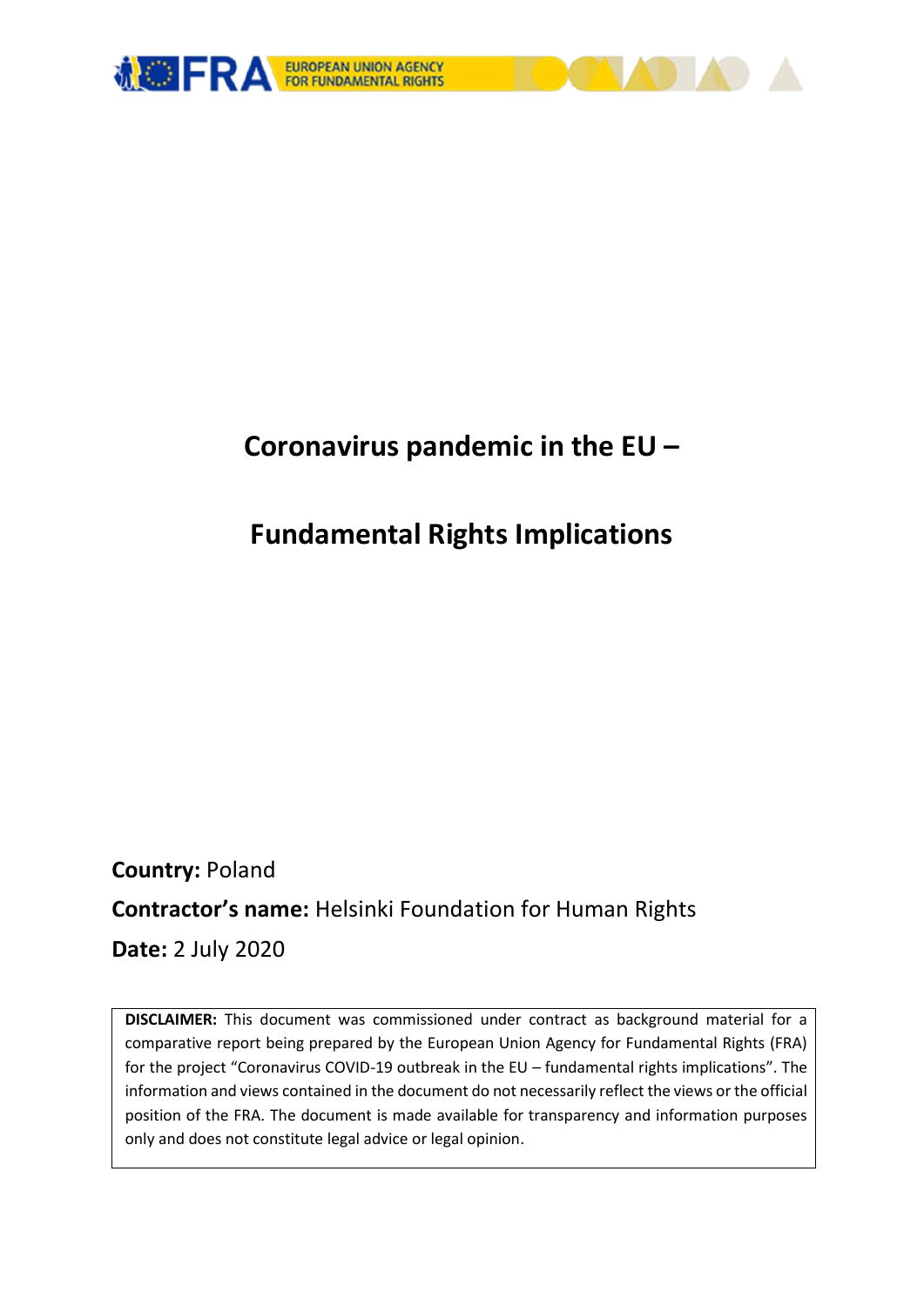# Coronavirus pandemic in the EU –

# Fundamental Rights Implications

**Country:** Poland

**Contractor's name:** Helsinki Foundation for Human Rights

**Date:** 2 July 2020

**DISCLAIMER:** This document was commissioned under contract as background material for a comparative report being prepared by the European Union Agency for Fundamental Rights (FRA) for the project "Coronavirus COVID-19 outbreak in the EU – fundamental rights implications". The information and views contained in the document do not necessarily reflect the views or the official position of the FRA. The document is made available for transparency and information purposes only and does not constitute legal advice or legal opinion.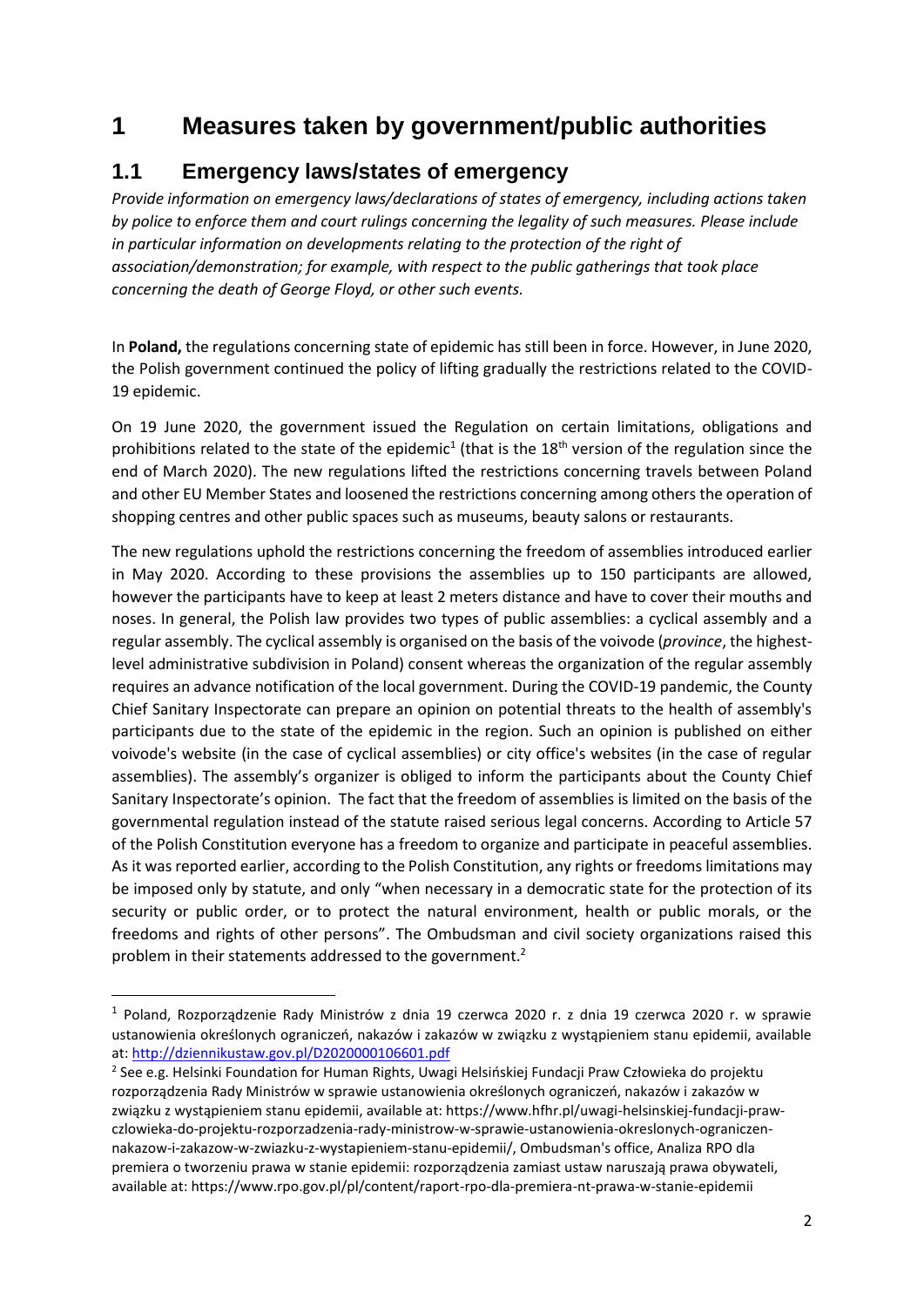# 1 Measures taken by government/public authorities

## 1.1 Emergency laws/states of emergency

*Provide information on emergency laws/declarations of states of emergency, including actions taken by police to enforce them and court rulings concerning the legality of such measures. Please include in particular information on developments relating to the protection of the right of association/demonstration; for example, with respect to the public gatherings that took place concerning the death of George Floyd, or other such events.*

In **Poland,** the regulations concerning state of epidemic has still been in force. However, in June 2020, the Polish government continued the policy of lifting gradually the restrictions related to the COVID-19 epidemic.

On 19 June 2020, the government issued the Regulation on certain limitations, obligations and prohibitions related to the state of the epidemic[1] (that is the 18th version of the regulation since the end of March 2020). The new regulations lifted the restrictions concerning travels between Poland and other EU Member States and loosened the restrictions concerning among others the operation of shopping centres and other public spaces such as museums, beauty salons or restaurants.

The new regulations uphold the restrictions concerning the freedom of assemblies introduced earlier in May 2020. According to these provisions the assemblies up to 150 participants are allowed, however the participants have to keep at least 2 meters distance and have to cover their mouths and noses. In general, the Polish law provides two types of public assemblies: a cyclical assembly and a regular assembly. The cyclical assembly is organised on the basis of the voivode (*province*, the highest-level administrative subdivision in Poland) consent whereas the organization of the regular assembly requires an advance notification of the local government. During the COVID-19 pandemic, the County Chief Sanitary Inspectorate can prepare an opinion on potential threats to the health of assembly's participants due to the state of the epidemic in the region. Such an opinion is published on either voivode's website (in the case of cyclical assemblies) or city office's websites (in the case of regular assemblies). The assembly's organizer is obliged to inform the participants about the County Chief Sanitary Inspectorate's opinion. The fact that the freedom of assemblies is limited on the basis of the governmental regulation instead of the statute raised serious legal concerns. According to Article 57 of the Polish Constitution everyone has a freedom to organize and participate in peaceful assemblies. As it was reported earlier, according to the Polish Constitution, any rights or freedoms limitations may be imposed only by statute, and only "when necessary in a democratic state for the protection of its security or public order, or to protect the natural environment, health or public morals, or the freedoms and rights of other persons". The Ombudsman and civil society organizations raised this problem in their statements addressed to the government.[2]

---

[1] Poland, Rozporządzenie Rady Ministrów z dnia 19 czerwca 2020 r. z dnia 19 czerwca 2020 r. w sprawie ustanowienia określonych ograniczeń, nakazów i zakazów w związku z wystąpieniem stanu epidemii, available at: http://dziennikustaw.gov.pl/D2020000106601.pdf

[2] See e.g. Helsinki Foundation for Human Rights, Uwagi Helsińskiej Fundacji Praw Człowieka do projektu rozporządzenia Rady Ministrów w sprawie ustanowienia określonych ograniczeń, nakazów i zakazów w związku z wystąpieniem stanu epidemii, available at: https://www.hfhr.pl/uwagi-helsinskiej-fundacji-praw-czlowieka-do-projektu-rozporzadzenia-rady-ministrow-w-sprawie-ustanowienia-okreslonych-ograniczen-nakazow-i-zakazow-w-zwiazku-z-wystapieniem-stanu-epidemii/, Ombudsman's office, Analiza RPO dla premiera o tworzeniu prawa w stanie epidemii: rozporządzenia zamiast ustaw naruszają prawa obywateli, available at: https://www.rpo.gov.pl/pl/content/raport-rpo-dla-premiera-nt-prawa-w-stanie-epidemii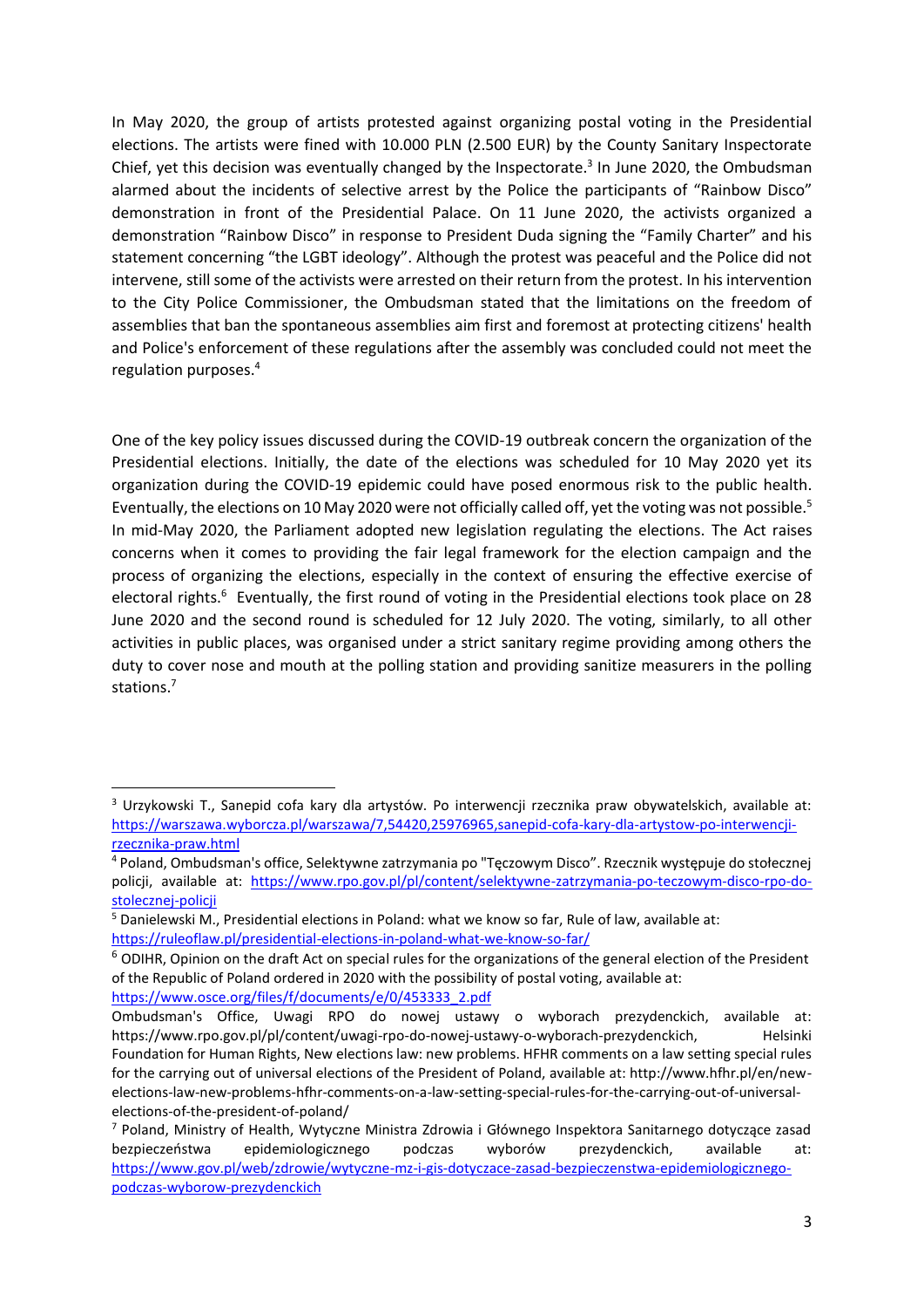In May 2020, the group of artists protested against organizing postal voting in the Presidential elections. The artists were fined with 10.000 PLN (2.500 EUR) by the County Sanitary Inspectorate Chief, yet this decision was eventually changed by the Inspectorate.[3] In June 2020, the Ombudsman alarmed about the incidents of selective arrest by the Police the participants of "Rainbow Disco" demonstration in front of the Presidential Palace. On 11 June 2020, the activists organized a demonstration "Rainbow Disco" in response to President Duda signing the "Family Charter" and his statement concerning "the LGBT ideology". Although the protest was peaceful and the Police did not intervene, still some of the activists were arrested on their return from the protest. In his intervention to the City Police Commissioner, the Ombudsman stated that the limitations on the freedom of assemblies that ban the spontaneous assemblies aim first and foremost at protecting citizens' health and Police's enforcement of these regulations after the assembly was concluded could not meet the regulation purposes.[4]

One of the key policy issues discussed during the COVID-19 outbreak concern the organization of the Presidential elections. Initially, the date of the elections was scheduled for 10 May 2020 yet its organization during the COVID-19 epidemic could have posed enormous risk to the public health. Eventually, the elections on 10 May 2020 were not officially called off, yet the voting was not possible.[5] In mid-May 2020, the Parliament adopted new legislation regulating the elections. The Act raises concerns when it comes to providing the fair legal framework for the election campaign and the process of organizing the elections, especially in the context of ensuring the effective exercise of electoral rights.[6] Eventually, the first round of voting in the Presidential elections took place on 28 June 2020 and the second round is scheduled for 12 July 2020. The voting, similarly, to all other activities in public places, was organised under a strict sanitary regime providing among others the duty to cover nose and mouth at the polling station and providing sanitize measurers in the polling stations.[7]

---

[3] Urzykowski T., Sanepid cofa kary dla artystów. Po interwencji rzecznika praw obywatelskich, available at: https://warszawa.wyborcza.pl/warszawa/7,54420,25976965,sanepid-cofa-kary-dla-artystow-po-interwencji-rzecznika-praw.html

[4] Poland, Ombudsman's office, Selektywne zatrzymania po "Tęczowym Disco". Rzecznik występuje do stołecznej policji, available at: https://www.rpo.gov.pl/pl/content/selektywne-zatrzymania-po-teczowym-disco-rpo-do-stolecznej-policji

[5] Danielewski M., Presidential elections in Poland: what we know so far, Rule of law, available at: https://ruleoflaw.pl/presidential-elections-in-poland-what-we-know-so-far/

[6] ODIHR, Opinion on the draft Act on special rules for the organizations of the general election of the President of the Republic of Poland ordered in 2020 with the possibility of postal voting, available at: https://www.osce.org/files/f/documents/e/0/453333_2.pdf
Ombudsman's Office, Uwagi RPO do nowej ustawy o wyborach prezydenckich, available at: https://www.rpo.gov.pl/pl/content/uwagi-rpo-do-nowej-ustawy-o-wyborach-prezydenckich, Helsinki Foundation for Human Rights, New elections law: new problems. HFHR comments on a law setting special rules for the carrying out of universal elections of the President of Poland, available at: http://www.hfhr.pl/en/new-elections-law-new-problems-hfhr-comments-on-a-law-setting-special-rules-for-the-carrying-out-of-universal-elections-of-the-president-of-poland/

[7] Poland, Ministry of Health, Wytyczne Ministra Zdrowia i Głównego Inspektora Sanitarnego dotyczące zasad bezpieczeństwa epidemiologicznego podczas wyborów prezydenckich, available at: https://www.gov.pl/web/zdrowie/wytyczne-mz-i-gis-dotyczace-zasad-bezpieczenstwa-epidemiologicznego-podczas-wyborow-prezydenckich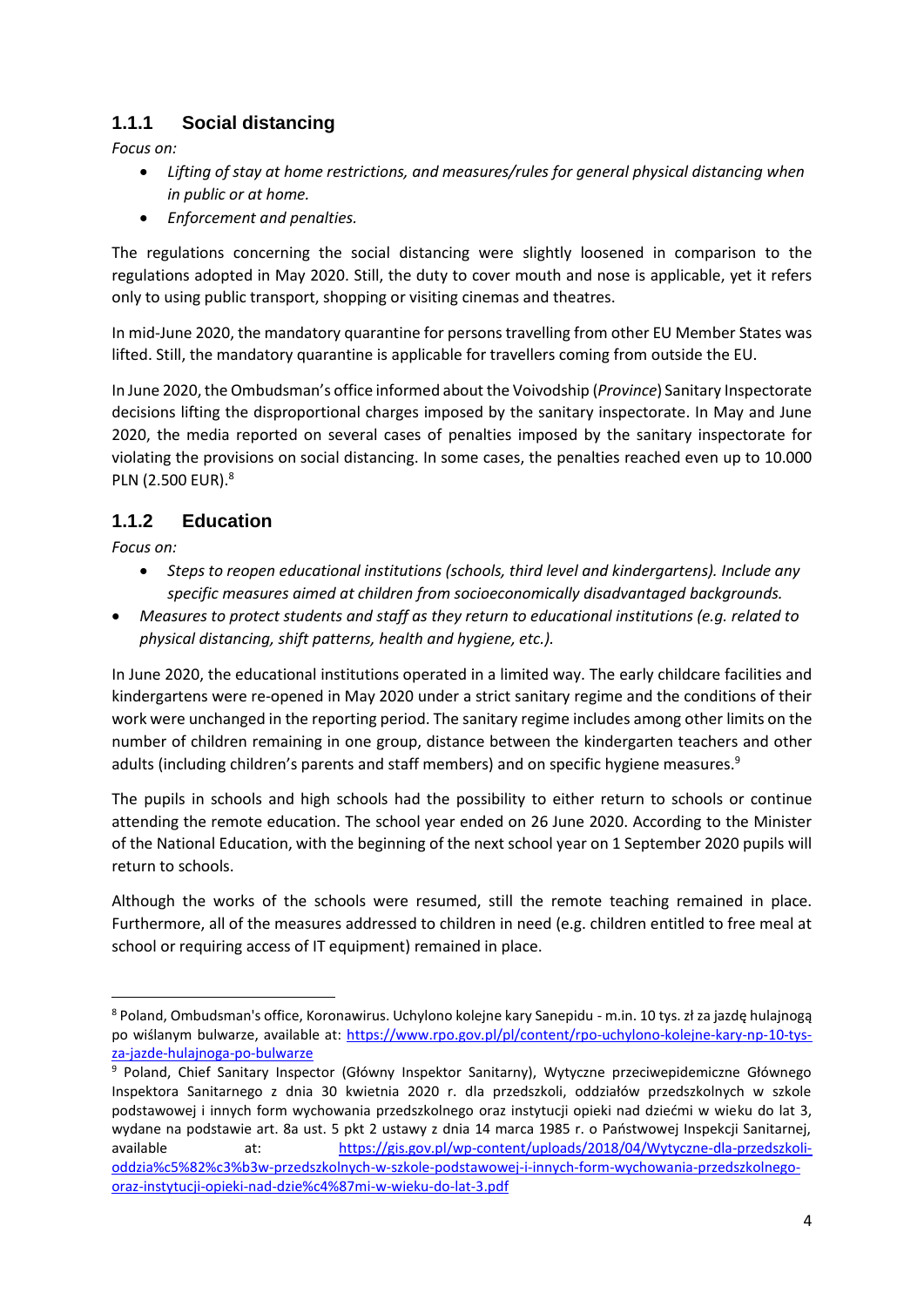### 1.1.1 Social distancing

*Focus on:*

- *Lifting of stay at home restrictions, and measures/rules for general physical distancing when in public or at home.*
- *Enforcement and penalties.*

The regulations concerning the social distancing were slightly loosened in comparison to the regulations adopted in May 2020. Still, the duty to cover mouth and nose is applicable, yet it refers only to using public transport, shopping or visiting cinemas and theatres.

In mid-June 2020, the mandatory quarantine for persons travelling from other EU Member States was lifted. Still, the mandatory quarantine is applicable for travellers coming from outside the EU.

In June 2020, the Ombudsman's office informed about the Voivodship (*Province*) Sanitary Inspectorate decisions lifting the disproportional charges imposed by the sanitary inspectorate. In May and June 2020, the media reported on several cases of penalties imposed by the sanitary inspectorate for violating the provisions on social distancing. In some cases, the penalties reached even up to 10.000 PLN (2.500 EUR).[8]

### 1.1.2 Education

*Focus on:*

- *Steps to reopen educational institutions (schools, third level and kindergartens). Include any specific measures aimed at children from socioeconomically disadvantaged backgrounds.*
- *Measures to protect students and staff as they return to educational institutions (e.g. related to physical distancing, shift patterns, health and hygiene, etc.).*

In June 2020, the educational institutions operated in a limited way. The early childcare facilities and kindergartens were re-opened in May 2020 under a strict sanitary regime and the conditions of their work were unchanged in the reporting period. The sanitary regime includes among other limits on the number of children remaining in one group, distance between the kindergarten teachers and other adults (including children's parents and staff members) and on specific hygiene measures.[9]

The pupils in schools and high schools had the possibility to either return to schools or continue attending the remote education. The school year ended on 26 June 2020. According to the Minister of the National Education, with the beginning of the next school year on 1 September 2020 pupils will return to schools.

Although the works of the schools were resumed, still the remote teaching remained in place. Furthermore, all of the measures addressed to children in need (e.g. children entitled to free meal at school or requiring access of IT equipment) remained in place.

---

[8] Poland, Ombudsman's office, Koronawirus. Uchylono kolejne kary Sanepidu - m.in. 10 tys. zł za jazdę hulajnogą po wiślanym bulwarze, available at: https://www.rpo.gov.pl/pl/content/rpo-uchylono-kolejne-kary-np-10-tys-za-jazde-hulajnoga-po-bulwarze

[9] Poland, Chief Sanitary Inspector (Główny Inspektor Sanitarny), Wytyczne przeciwepidemiczne Głównego Inspektora Sanitarnego z dnia 30 kwietnia 2020 r. dla przedszkoli, oddziałów przedszkolnych w szkole podstawowej i innych form wychowania przedszkolnego oraz instytucji opieki nad dziećmi w wieku do lat 3, wydane na podstawie art. 8a ust. 5 pkt 2 ustawy z dnia 14 marca 1985 r. o Państwowej Inspekcji Sanitarnej, available at: https://gis.gov.pl/wp-content/uploads/2018/04/Wytyczne-dla-przedszkoli-oddzia%c5%82%c3%b3w-przedszkolnych-w-szkole-podstawowej-i-innych-form-wychowania-przedszkolnego-oraz-instytucji-opieki-nad-dzie%c4%87mi-w-wieku-do-lat-3.pdf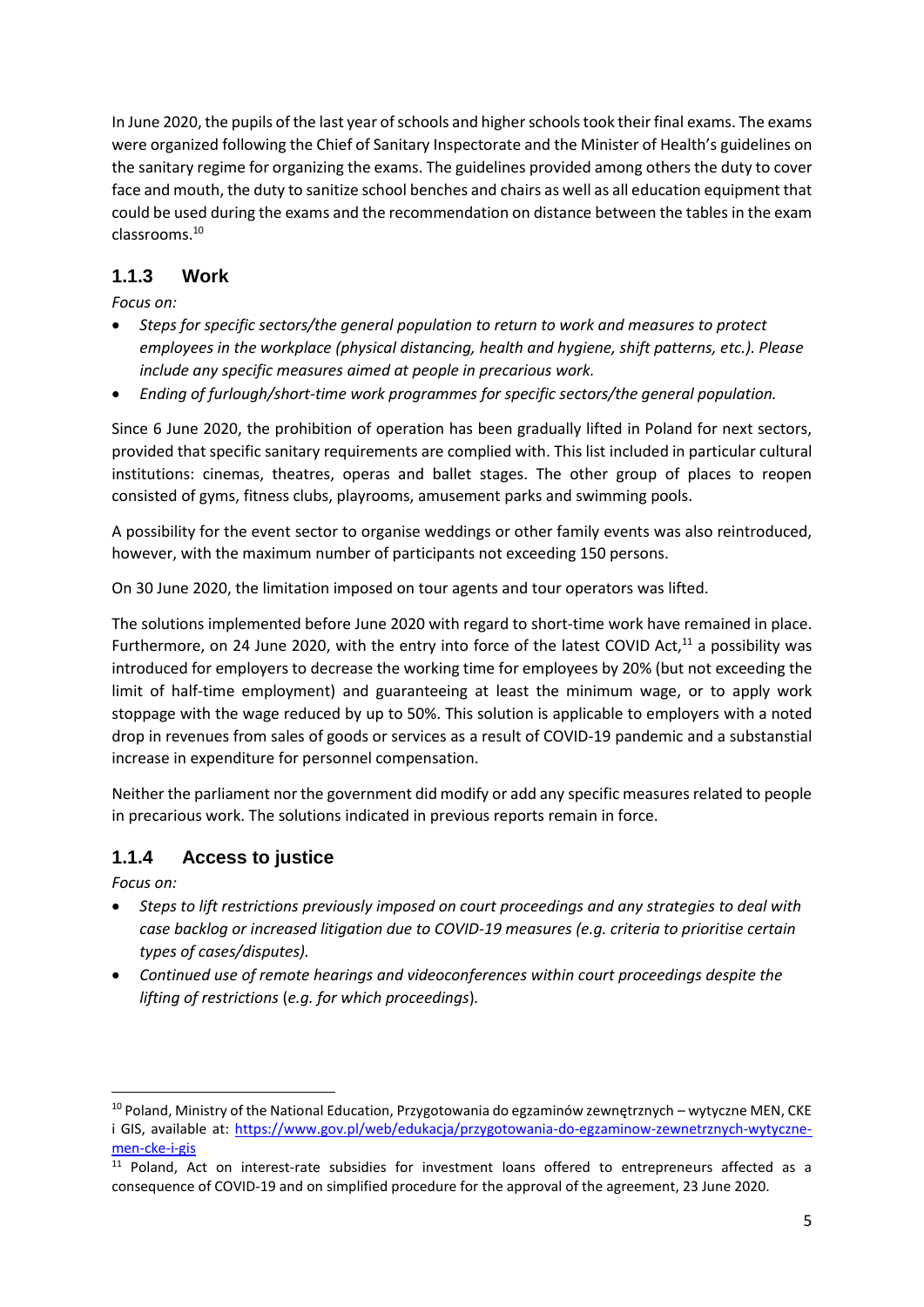In June 2020, the pupils of the last year of schools and higher schools took their final exams. The exams were organized following the Chief of Sanitary Inspectorate and the Minister of Health's guidelines on the sanitary regime for organizing the exams. The guidelines provided among others the duty to cover face and mouth, the duty to sanitize school benches and chairs as well as all education equipment that could be used during the exams and the recommendation on distance between the tables in the exam classrooms.[10]

### 1.1.3 Work

*Focus on:*

- *Steps for specific sectors/the general population to return to work and measures to protect employees in the workplace (physical distancing, health and hygiene, shift patterns, etc.). Please include any specific measures aimed at people in precarious work.*
- *Ending of furlough/short-time work programmes for specific sectors/the general population.*

Since 6 June 2020, the prohibition of operation has been gradually lifted in Poland for next sectors, provided that specific sanitary requirements are complied with. This list included in particular cultural institutions: cinemas, theatres, operas and ballet stages. The other group of places to reopen consisted of gyms, fitness clubs, playrooms, amusement parks and swimming pools.

A possibility for the event sector to organise weddings or other family events was also reintroduced, however, with the maximum number of participants not exceeding 150 persons.

On 30 June 2020, the limitation imposed on tour agents and tour operators was lifted.

The solutions implemented before June 2020 with regard to short-time work have remained in place. Furthermore, on 24 June 2020, with the entry into force of the latest COVID Act,[11] a possibility was introduced for employers to decrease the working time for employees by 20% (but not exceeding the limit of half-time employment) and guaranteeing at least the minimum wage, or to apply work stoppage with the wage reduced by up to 50%. This solution is applicable to employers with a noted drop in revenues from sales of goods or services as a result of COVID-19 pandemic and a substanstial increase in expenditure for personnel compensation.

Neither the parliament nor the government did modify or add any specific measures related to people in precarious work. The solutions indicated in previous reports remain in force.

### 1.1.4 Access to justice

*Focus on:*

- *Steps to lift restrictions previously imposed on court proceedings and any strategies to deal with case backlog or increased litigation due to COVID-19 measures (e.g. criteria to prioritise certain types of cases/disputes).*
- *Continued use of remote hearings and videoconferences within court proceedings despite the lifting of restrictions* (*e.g. for which proceedings*).

---

[10] Poland, Ministry of the National Education, Przygotowania do egzaminów zewnętrznych – wytyczne MEN, CKE i GIS, available at: https://www.gov.pl/web/edukacja/przygotowania-do-egzaminow-zewnetrznych-wytyczne-men-cke-i-gis

[11] Poland, Act on interest-rate subsidies for investment loans offered to entrepreneurs affected as a consequence of COVID-19 and on simplified procedure for the approval of the agreement, 23 June 2020.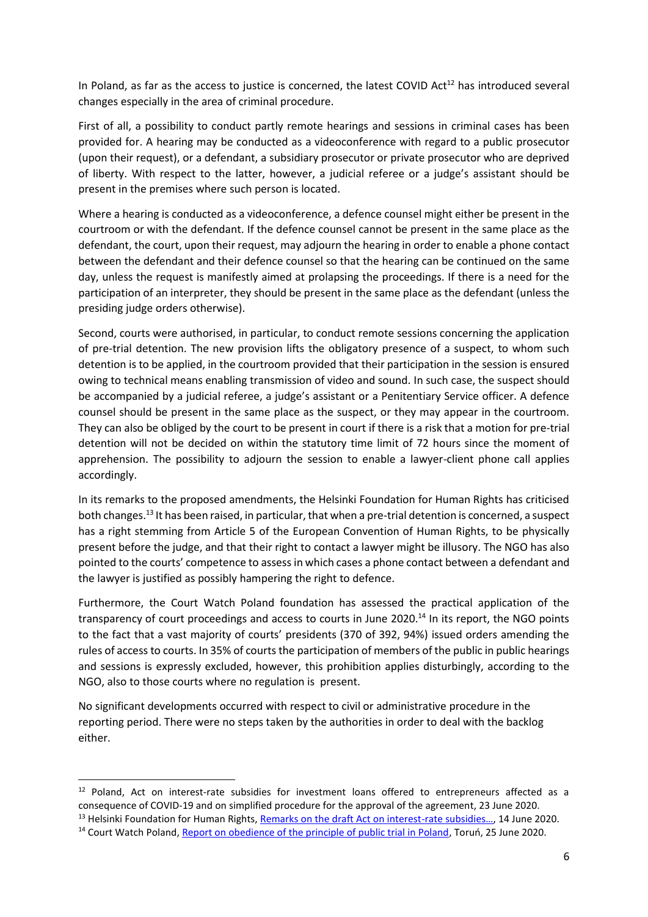In Poland, as far as the access to justice is concerned, the latest COVID Act[12] has introduced several changes especially in the area of criminal procedure.

First of all, a possibility to conduct partly remote hearings and sessions in criminal cases has been provided for. A hearing may be conducted as a videoconference with regard to a public prosecutor (upon their request), or a defendant, a subsidiary prosecutor or private prosecutor who are deprived of liberty. With respect to the latter, however, a judicial referee or a judge's assistant should be present in the premises where such person is located.

Where a hearing is conducted as a videoconference, a defence counsel might either be present in the courtroom or with the defendant. If the defence counsel cannot be present in the same place as the defendant, the court, upon their request, may adjourn the hearing in order to enable a phone contact between the defendant and their defence counsel so that the hearing can be continued on the same day, unless the request is manifestly aimed at prolapsing the proceedings. If there is a need for the participation of an interpreter, they should be present in the same place as the defendant (unless the presiding judge orders otherwise).

Second, courts were authorised, in particular, to conduct remote sessions concerning the application of pre-trial detention. The new provision lifts the obligatory presence of a suspect, to whom such detention is to be applied, in the courtroom provided that their participation in the session is ensured owing to technical means enabling transmission of video and sound. In such case, the suspect should be accompanied by a judicial referee, a judge's assistant or a Penitentiary Service officer. A defence counsel should be present in the same place as the suspect, or they may appear in the courtroom. They can also be obliged by the court to be present in court if there is a risk that a motion for pre-trial detention will not be decided on within the statutory time limit of 72 hours since the moment of apprehension. The possibility to adjourn the session to enable a lawyer-client phone call applies accordingly.

In its remarks to the proposed amendments, the Helsinki Foundation for Human Rights has criticised both changes.[13] It has been raised, in particular, that when a pre-trial detention is concerned, a suspect has a right stemming from Article 5 of the European Convention of Human Rights, to be physically present before the judge, and that their right to contact a lawyer might be illusory. The NGO has also pointed to the courts' competence to assess in which cases a phone contact between a defendant and the lawyer is justified as possibly hampering the right to defence.

Furthermore, the Court Watch Poland foundation has assessed the practical application of the transparency of court proceedings and access to courts in June 2020.[14] In its report, the NGO points to the fact that a vast majority of courts' presidents (370 of 392, 94%) issued orders amending the rules of access to courts. In 35% of courts the participation of members of the public in public hearings and sessions is expressly excluded, however, this prohibition applies disturbingly, according to the NGO, also to those courts where no regulation is present.

No significant developments occurred with respect to civil or administrative procedure in the reporting period. There were no steps taken by the authorities in order to deal with the backlog either.

---

[12] Poland, Act on interest-rate subsidies for investment loans offered to entrepreneurs affected as a consequence of COVID-19 and on simplified procedure for the approval of the agreement, 23 June 2020.

[13] Helsinki Foundation for Human Rights, Remarks on the draft Act on interest-rate subsidies..., 14 June 2020.

[14] Court Watch Poland, Report on obedience of the principle of public trial in Poland, Toruń, 25 June 2020.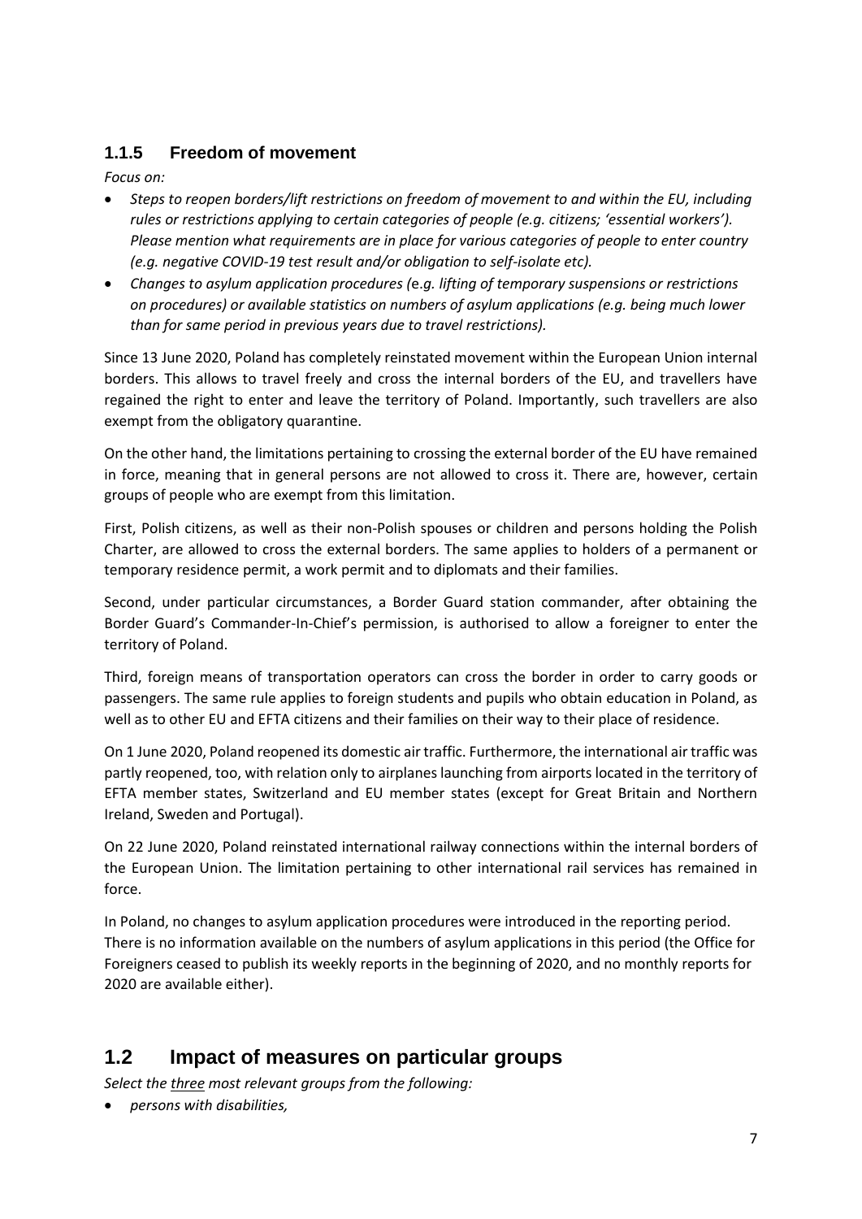### 1.1.5 Freedom of movement

*Focus on:*

- *Steps to reopen borders/lift restrictions on freedom of movement to and within the EU, including rules or restrictions applying to certain categories of people (e.g. citizens; 'essential workers'). Please mention what requirements are in place for various categories of people to enter country (e.g. negative COVID-19 test result and/or obligation to self-isolate etc).*
- *Changes to asylum application procedures (e.g. lifting of temporary suspensions or restrictions on procedures) or available statistics on numbers of asylum applications (e.g. being much lower than for same period in previous years due to travel restrictions).*

Since 13 June 2020, Poland has completely reinstated movement within the European Union internal borders. This allows to travel freely and cross the internal borders of the EU, and travellers have regained the right to enter and leave the territory of Poland. Importantly, such travellers are also exempt from the obligatory quarantine.

On the other hand, the limitations pertaining to crossing the external border of the EU have remained in force, meaning that in general persons are not allowed to cross it. There are, however, certain groups of people who are exempt from this limitation.

First, Polish citizens, as well as their non-Polish spouses or children and persons holding the Polish Charter, are allowed to cross the external borders. The same applies to holders of a permanent or temporary residence permit, a work permit and to diplomats and their families.

Second, under particular circumstances, a Border Guard station commander, after obtaining the Border Guard's Commander-In-Chief's permission, is authorised to allow a foreigner to enter the territory of Poland.

Third, foreign means of transportation operators can cross the border in order to carry goods or passengers. The same rule applies to foreign students and pupils who obtain education in Poland, as well as to other EU and EFTA citizens and their families on their way to their place of residence.

On 1 June 2020, Poland reopened its domestic air traffic. Furthermore, the international air traffic was partly reopened, too, with relation only to airplanes launching from airports located in the territory of EFTA member states, Switzerland and EU member states (except for Great Britain and Northern Ireland, Sweden and Portugal).

On 22 June 2020, Poland reinstated international railway connections within the internal borders of the European Union. The limitation pertaining to other international rail services has remained in force.

In Poland, no changes to asylum application procedures were introduced in the reporting period. There is no information available on the numbers of asylum applications in this period (the Office for Foreigners ceased to publish its weekly reports in the beginning of 2020, and no monthly reports for 2020 are available either).

## 1.2 Impact of measures on particular groups

*Select the three most relevant groups from the following:*

- *persons with disabilities,*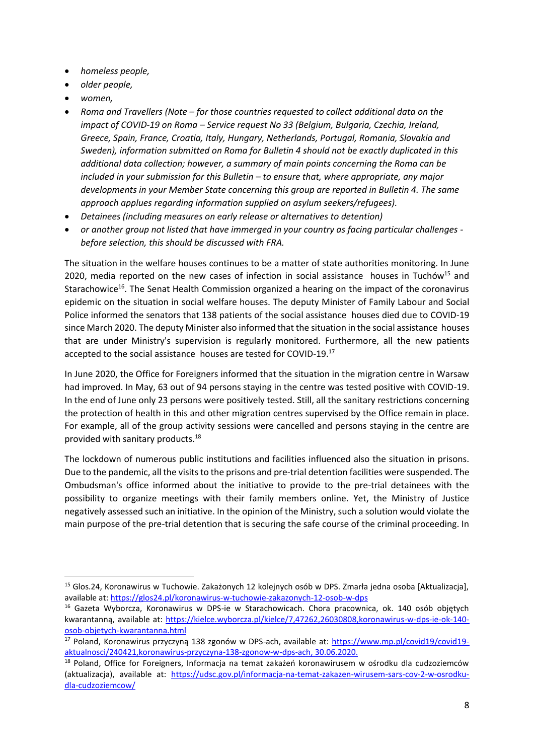- *homeless people,*
- *older people,*
- *women,*
- *Roma and Travellers (Note – for those countries requested to collect additional data on the impact of COVID-19 on Roma – Service request No 33 (Belgium, Bulgaria, Czechia, Ireland, Greece, Spain, France, Croatia, Italy, Hungary, Netherlands, Portugal, Romania, Slovakia and Sweden), information submitted on Roma for Bulletin 4 should not be exactly duplicated in this additional data collection; however, a summary of main points concerning the Roma can be included in your submission for this Bulletin – to ensure that, where appropriate, any major developments in your Member State concerning this group are reported in Bulletin 4. The same approach applues regarding information supplied on asylum seekers/refugees).*
- *Detainees (including measures on early release or alternatives to detention)*
- *or another group not listed that have immerged in your country as facing particular challenges - before selection, this should be discussed with FRA.*

The situation in the welfare houses continues to be a matter of state authorities monitoring. In June 2020, media reported on the new cases of infection in social assistance houses in Tuchów[15] and Starachowice[16]. The Senat Health Commission organized a hearing on the impact of the coronavirus epidemic on the situation in social welfare houses. The deputy Minister of Family Labour and Social Police informed the senators that 138 patients of the social assistance houses died due to COVID-19 since March 2020. The deputy Minister also informed that the situation in the social assistance houses that are under Ministry's supervision is regularly monitored. Furthermore, all the new patients accepted to the social assistance houses are tested for COVID-19.[17]

In June 2020, the Office for Foreigners informed that the situation in the migration centre in Warsaw had improved. In May, 63 out of 94 persons staying in the centre was tested positive with COVID-19. In the end of June only 23 persons were positively tested. Still, all the sanitary restrictions concerning the protection of health in this and other migration centres supervised by the Office remain in place. For example, all of the group activity sessions were cancelled and persons staying in the centre are provided with sanitary products.[18]

The lockdown of numerous public institutions and facilities influenced also the situation in prisons. Due to the pandemic, all the visits to the prisons and pre-trial detention facilities were suspended. The Ombudsman's office informed about the initiative to provide to the pre-trial detainees with the possibility to organize meetings with their family members online. Yet, the Ministry of Justice negatively assessed such an initiative. In the opinion of the Ministry, such a solution would violate the main purpose of the pre-trial detention that is securing the safe course of the criminal proceeding. In

---

[15] Glos.24, Koronawirus w Tuchowie. Zakażonych 12 kolejnych osób w DPS. Zmarła jedna osoba [Aktualizacja], available at: https://glos24.pl/koronawirus-w-tuchowie-zakazonych-12-osob-w-dps

[16] Gazeta Wyborcza, Koronawirus w DPS-ie w Starachowicach. Chora pracownica, ok. 140 osób objętych kwarantanną, available at: https://kielce.wyborcza.pl/kielce/7,47262,26030808,koronawirus-w-dps-ie-ok-140-osob-objetych-kwarantanna.html

[17] Poland, Koronawirus przyczyną 138 zgonów w DPS-ach, available at: https://www.mp.pl/covid19/covid19-aktualnosci/240421,koronawirus-przyczyna-138-zgonow-w-dps-ach, 30.06.2020.

[18] Poland, Office for Foreigners, Informacja na temat zakażeń koronawirusem w ośrodku dla cudzoziemców (aktualizacja), available at: https://udsc.gov.pl/informacja-na-temat-zakazen-wirusem-sars-cov-2-w-osrodku-dla-cudzoziemcow/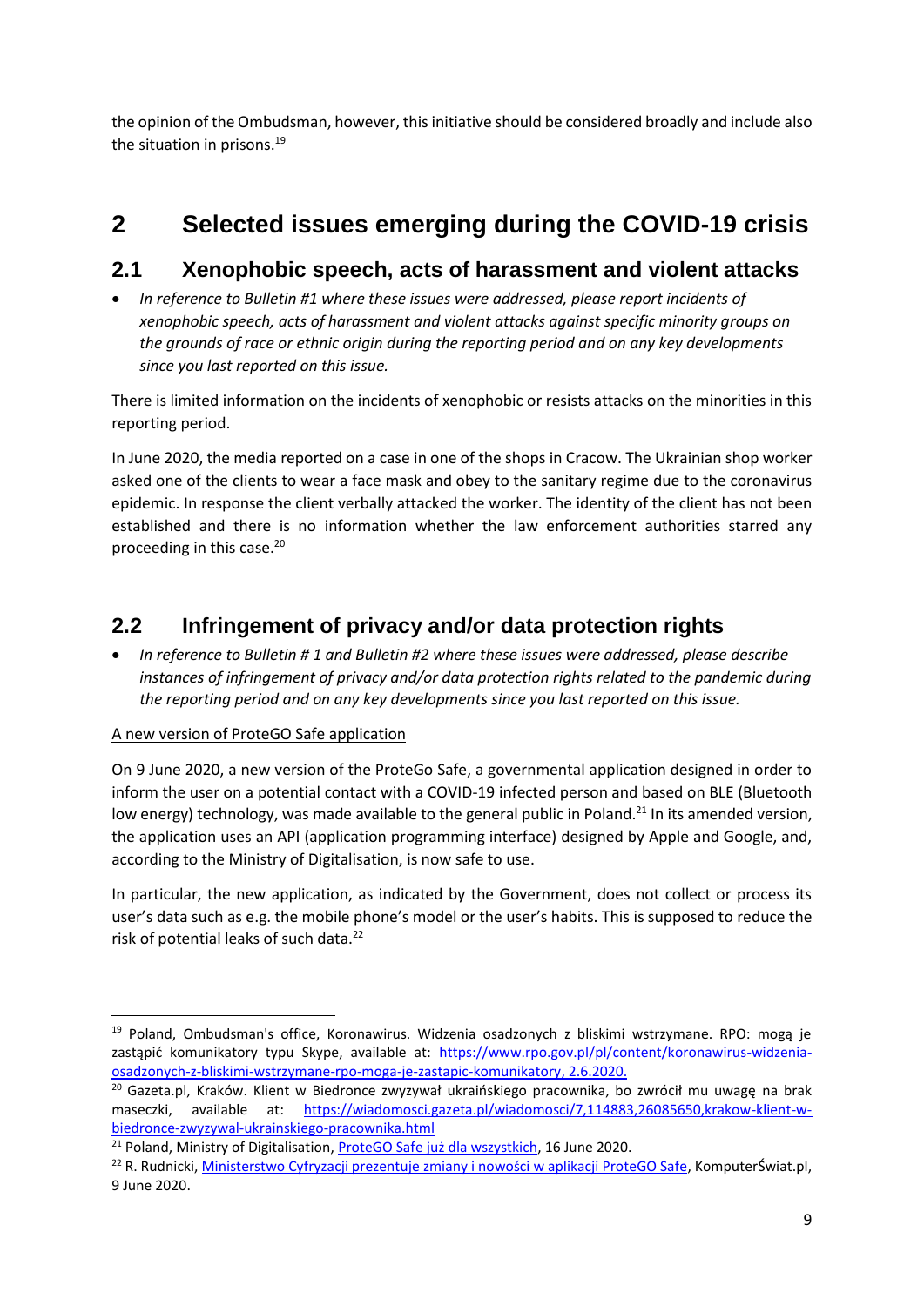the opinion of the Ombudsman, however, this initiative should be considered broadly and include also the situation in prisons.[19]

# 2 Selected issues emerging during the COVID-19 crisis

## 2.1 Xenophobic speech, acts of harassment and violent attacks

- *In reference to Bulletin #1 where these issues were addressed, please report incidents of xenophobic speech, acts of harassment and violent attacks against specific minority groups on the grounds of race or ethnic origin during the reporting period and on any key developments since you last reported on this issue.*

There is limited information on the incidents of xenophobic or resists attacks on the minorities in this reporting period.

In June 2020, the media reported on a case in one of the shops in Cracow. The Ukrainian shop worker asked one of the clients to wear a face mask and obey to the sanitary regime due to the coronavirus epidemic. In response the client verbally attacked the worker. The identity of the client has not been established and there is no information whether the law enforcement authorities starred any proceeding in this case.[20]

## 2.2 Infringement of privacy and/or data protection rights

- *In reference to Bulletin # 1 and Bulletin #2 where these issues were addressed, please describe instances of infringement of privacy and/or data protection rights related to the pandemic during the reporting period and on any key developments since you last reported on this issue.*

A new version of ProteGO Safe application

On 9 June 2020, a new version of the ProteGo Safe, a governmental application designed in order to inform the user on a potential contact with a COVID-19 infected person and based on BLE (Bluetooth low energy) technology, was made available to the general public in Poland.[21] In its amended version, the application uses an API (application programming interface) designed by Apple and Google, and, according to the Ministry of Digitalisation, is now safe to use.

In particular, the new application, as indicated by the Government, does not collect or process its user's data such as e.g. the mobile phone's model or the user's habits. This is supposed to reduce the risk of potential leaks of such data.[22]

---

[19] Poland, Ombudsman's office, Koronawirus. Widzenia osadzonych z bliskimi wstrzymane. RPO: mogą je zastąpić komunikatory typu Skype, available at: https://www.rpo.gov.pl/pl/content/koronawirus-widzenia-osadzonych-z-bliskimi-wstrzymane-rpo-moga-je-zastapic-komunikatory, 2.6.2020.

[20] Gazeta.pl, Kraków. Klient w Biedronce zwyzywał ukraińskiego pracownika, bo zwrócił mu uwagę na brak maseczki, available at: https://wiadomosci.gazeta.pl/wiadomosci/7,114883,26085650,krakow-klient-w-biedronce-zwyzywal-ukrainskiego-pracownika.html

[21] Poland, Ministry of Digitalisation, ProteGO Safe już dla wszystkich, 16 June 2020.

[22] R. Rudnicki, Ministerstwo Cyfryzacji prezentuje zmiany i nowości w aplikacji ProteGO Safe, KomputerŚwiat.pl, 9 June 2020.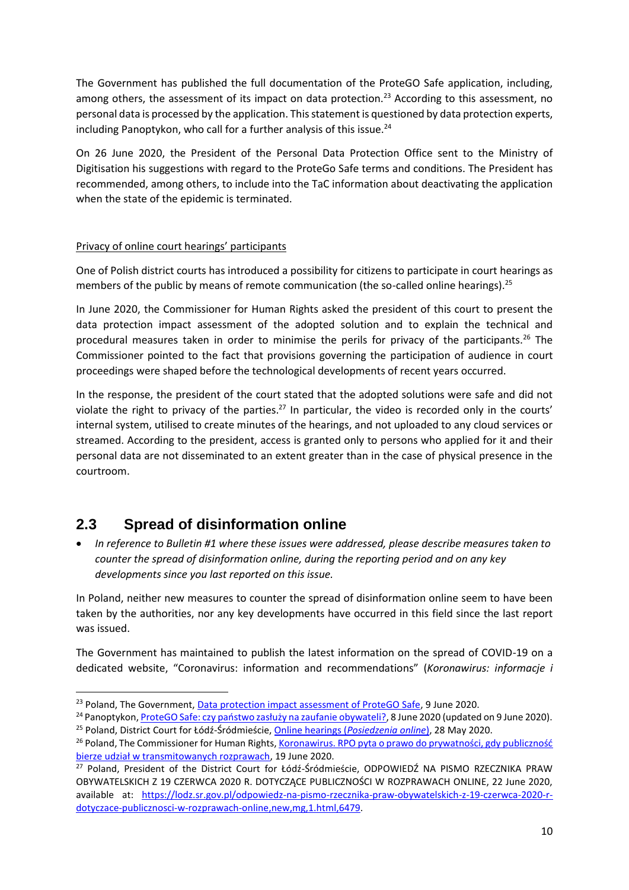The Government has published the full documentation of the ProteGO Safe application, including, among others, the assessment of its impact on data protection.[23] According to this assessment, no personal data is processed by the application. This statement is questioned by data protection experts, including Panoptykon, who call for a further analysis of this issue.[24]

On 26 June 2020, the President of the Personal Data Protection Office sent to the Ministry of Digitisation his suggestions with regard to the ProteGo Safe terms and conditions. The President has recommended, among others, to include into the TaC information about deactivating the application when the state of the epidemic is terminated.

Privacy of online court hearings' participants

One of Polish district courts has introduced a possibility for citizens to participate in court hearings as members of the public by means of remote communication (the so-called online hearings).[25]

In June 2020, the Commissioner for Human Rights asked the president of this court to present the data protection impact assessment of the adopted solution and to explain the technical and procedural measures taken in order to minimise the perils for privacy of the participants.[26] The Commissioner pointed to the fact that provisions governing the participation of audience in court proceedings were shaped before the technological developments of recent years occurred.

In the response, the president of the court stated that the adopted solutions were safe and did not violate the right to privacy of the parties.[27] In particular, the video is recorded only in the courts' internal system, utilised to create minutes of the hearings, and not uploaded to any cloud services or streamed. According to the president, access is granted only to persons who applied for it and their personal data are not disseminated to an extent greater than in the case of physical presence in the courtroom.

## 2.3 Spread of disinformation online

- *In reference to Bulletin #1 where these issues were addressed, please describe measures taken to counter the spread of disinformation online, during the reporting period and on any key developments since you last reported on this issue.*

In Poland, neither new measures to counter the spread of disinformation online seem to have been taken by the authorities, nor any key developments have occurred in this field since the last report was issued.

The Government has maintained to publish the latest information on the spread of COVID-19 on a dedicated website, "Coronavirus: information and recommendations" (*Koronawirus: informacje i*

---

[23] Poland, The Government, Data protection impact assessment of ProteGO Safe, 9 June 2020.

[24] Panoptykon, ProteGO Safe: czy państwo zasłuży na zaufanie obywateli?, 8 June 2020 (updated on 9 June 2020).

[25] Poland, District Court for Łódź-Śródmieście, Online hearings (*Posiedzenia online*), 28 May 2020.

[26] Poland, The Commissioner for Human Rights, Koronawirus. RPO pyta o prawo do prywatności, gdy publiczność bierze udział w transmitowanych rozprawach, 19 June 2020.

[27] Poland, President of the District Court for Łódź-Śródmieście, ODPOWIEDŹ NA PISMO RZECZNIKA PRAW OBYWATELSKICH Z 19 CZERWCA 2020 R. DOTYCZĄCE PUBLICZNOŚCI W ROZPRAWACH ONLINE, 22 June 2020, available at: https://lodz.sr.gov.pl/odpowiedz-na-pismo-rzecznika-praw-obywatelskich-z-19-czerwca-2020-r-dotyczace-publicznosci-w-rozprawach-online,new,mg,1.html,6479.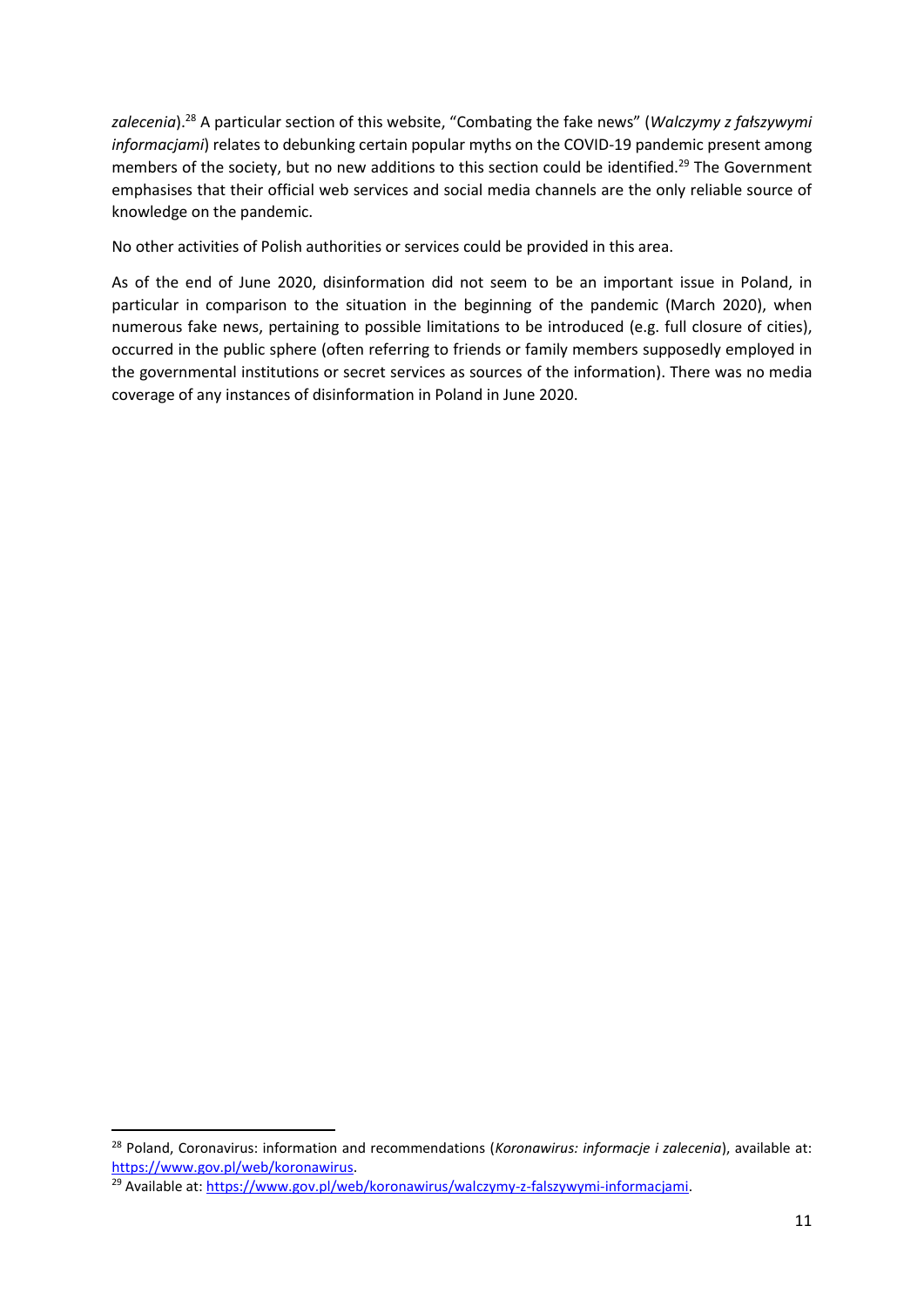*zalecenia*).[28] A particular section of this website, "Combating the fake news" (*Walczymy z fałszywymi informacjami*) relates to debunking certain popular myths on the COVID-19 pandemic present among members of the society, but no new additions to this section could be identified.[29] The Government emphasises that their official web services and social media channels are the only reliable source of knowledge on the pandemic.

No other activities of Polish authorities or services could be provided in this area.

As of the end of June 2020, disinformation did not seem to be an important issue in Poland, in particular in comparison to the situation in the beginning of the pandemic (March 2020), when numerous fake news, pertaining to possible limitations to be introduced (e.g. full closure of cities), occurred in the public sphere (often referring to friends or family members supposedly employed in the governmental institutions or secret services as sources of the information). There was no media coverage of any instances of disinformation in Poland in June 2020.

---

[28] Poland, Coronavirus: information and recommendations (*Koronawirus: informacje i zalecenia*), available at: https://www.gov.pl/web/koronawirus.

[29] Available at: https://www.gov.pl/web/koronawirus/walczymy-z-falszywymi-informacjami.